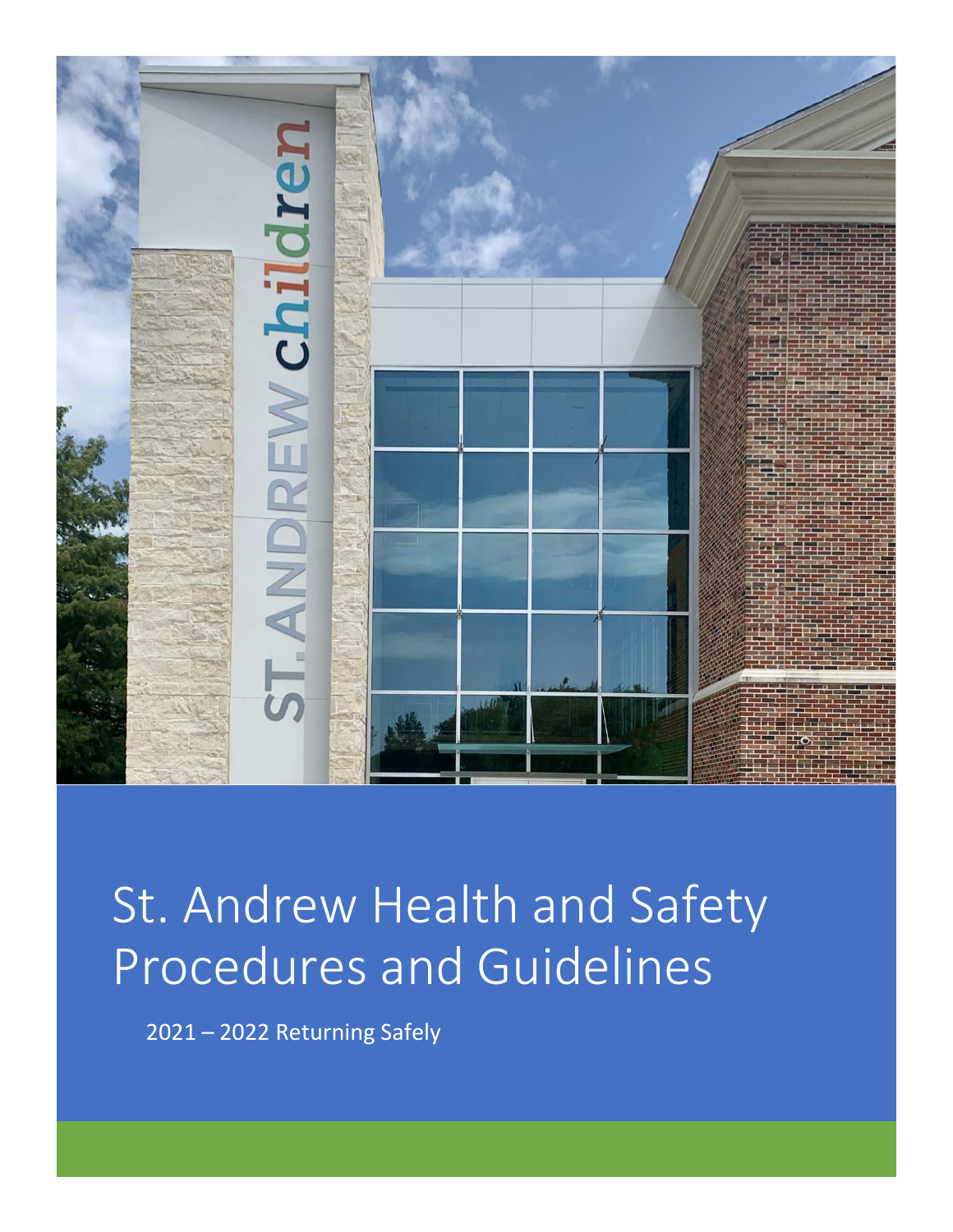# St. Andrew Health and Safety Procedures and Guidelines

2021 – 2022 Returning Safely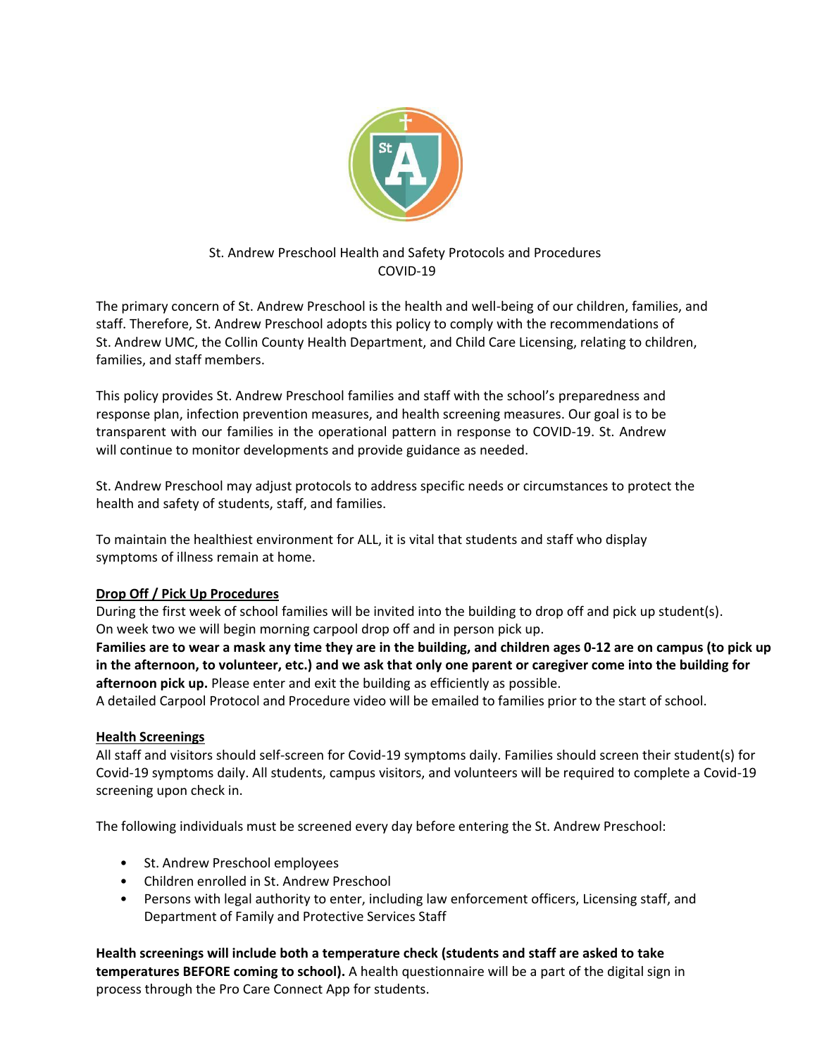St. Andrew Preschool Health and Safety Protocols and Procedures
COVID-19

The primary concern of St. Andrew Preschool is the health and well-being of our children, families, and staff. Therefore, St. Andrew Preschool adopts this policy to comply with the recommendations of St. Andrew UMC, the Collin County Health Department, and Child Care Licensing, relating to children, families, and staff members.

This policy provides St. Andrew Preschool families and staff with the school's preparedness and response plan, infection prevention measures, and health screening measures. Our goal is to be transparent with our families in the operational pattern in response to COVID-19. St. Andrew will continue to monitor developments and provide guidance as needed.

St. Andrew Preschool may adjust protocols to address specific needs or circumstances to protect the health and safety of students, staff, and families.

To maintain the healthiest environment for ALL, it is vital that students and staff who display symptoms of illness remain at home.

## Drop Off / Pick Up Procedures

During the first week of school families will be invited into the building to drop off and pick up student(s). On week two we will begin morning carpool drop off and in person pick up.

**Families are to wear a mask any time they are in the building, and children ages 0-12 are on campus (to pick up in the afternoon, to volunteer, etc.) and we ask that only one parent or caregiver come into the building for afternoon pick up.** Please enter and exit the building as efficiently as possible.

A detailed Carpool Protocol and Procedure video will be emailed to families prior to the start of school.

## Health Screenings

All staff and visitors should self-screen for Covid-19 symptoms daily. Families should screen their student(s) for Covid-19 symptoms daily. All students, campus visitors, and volunteers will be required to complete a Covid-19 screening upon check in.

The following individuals must be screened every day before entering the St. Andrew Preschool:

- St. Andrew Preschool employees
- Children enrolled in St. Andrew Preschool
- Persons with legal authority to enter, including law enforcement officers, Licensing staff, and Department of Family and Protective Services Staff

**Health screenings will include both a temperature check (students and staff are asked to take temperatures BEFORE coming to school).** A health questionnaire will be a part of the digital sign in process through the Pro Care Connect App for students.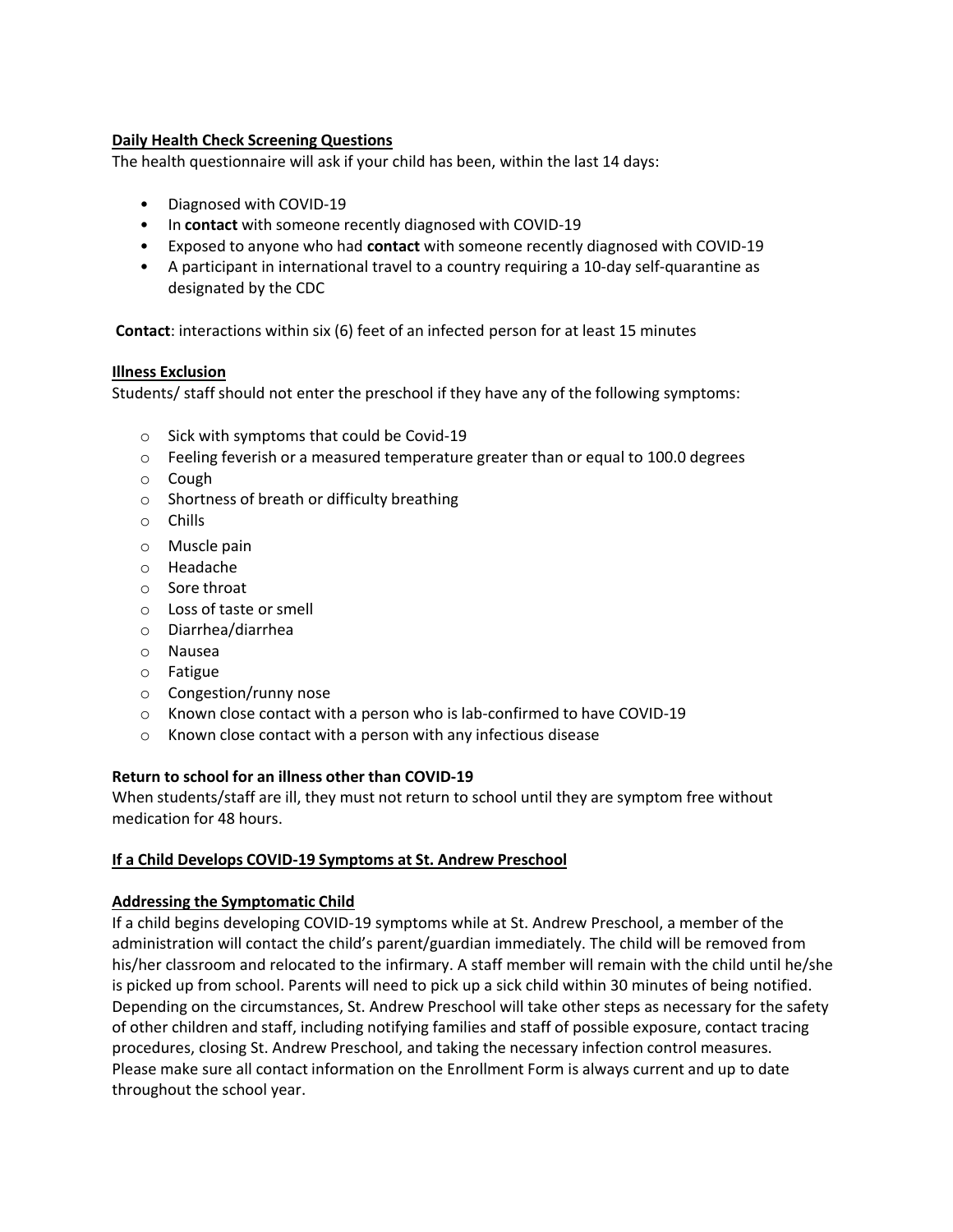**Daily Health Check Screening Questions**

The health questionnaire will ask if your child has been, within the last 14 days:

- Diagnosed with COVID-19
- In **contact** with someone recently diagnosed with COVID-19
- Exposed to anyone who had **contact** with someone recently diagnosed with COVID-19
- A participant in international travel to a country requiring a 10-day self-quarantine as designated by the CDC

**Contact**: interactions within six (6) feet of an infected person for at least 15 minutes

**Illness Exclusion**

Students/ staff should not enter the preschool if they have any of the following symptoms:

- Sick with symptoms that could be Covid-19
- Feeling feverish or a measured temperature greater than or equal to 100.0 degrees
- Cough
- Shortness of breath or difficulty breathing
- Chills
- Muscle pain
- Headache
- Sore throat
- Loss of taste or smell
- Diarrhea/diarrhea
- Nausea
- Fatigue
- Congestion/runny nose
- Known close contact with a person who is lab-confirmed to have COVID-19
- Known close contact with a person with any infectious disease

**Return to school for an illness other than COVID-19**

When students/staff are ill, they must not return to school until they are symptom free without medication for 48 hours.

**If a Child Develops COVID-19 Symptoms at St. Andrew Preschool**

**Addressing the Symptomatic Child**

If a child begins developing COVID-19 symptoms while at St. Andrew Preschool, a member of the administration will contact the child's parent/guardian immediately. The child will be removed from his/her classroom and relocated to the infirmary. A staff member will remain with the child until he/she is picked up from school. Parents will need to pick up a sick child within 30 minutes of being notified. Depending on the circumstances, St. Andrew Preschool will take other steps as necessary for the safety of other children and staff, including notifying families and staff of possible exposure, contact tracing procedures, closing St. Andrew Preschool, and taking the necessary infection control measures. Please make sure all contact information on the Enrollment Form is always current and up to date throughout the school year.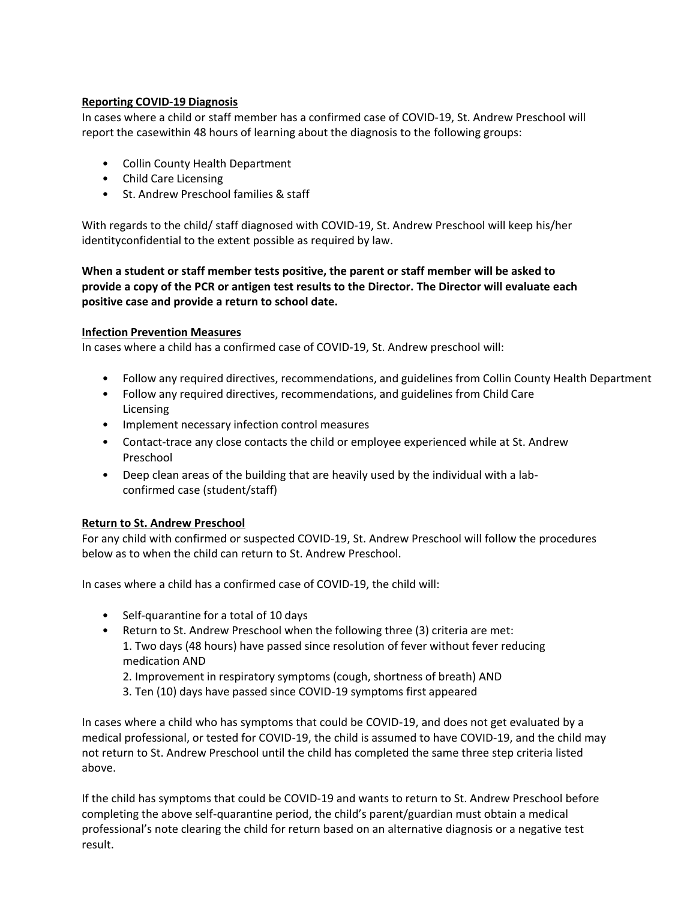**Reporting COVID-19 Diagnosis**

In cases where a child or staff member has a confirmed case of COVID-19, St. Andrew Preschool will report the casewithin 48 hours of learning about the diagnosis to the following groups:

- Collin County Health Department
- Child Care Licensing
- St. Andrew Preschool families & staff

With regards to the child/ staff diagnosed with COVID-19, St. Andrew Preschool will keep his/her identityconfidential to the extent possible as required by law.

**When a student or staff member tests positive, the parent or staff member will be asked to provide a copy of the PCR or antigen test results to the Director. The Director will evaluate each positive case and provide a return to school date.**

**Infection Prevention Measures**

In cases where a child has a confirmed case of COVID-19, St. Andrew preschool will:

- Follow any required directives, recommendations, and guidelines from Collin County Health Department
- Follow any required directives, recommendations, and guidelines from Child Care Licensing
- Implement necessary infection control measures
- Contact-trace any close contacts the child or employee experienced while at St. Andrew Preschool
- Deep clean areas of the building that are heavily used by the individual with a lab-confirmed case (student/staff)

**Return to St. Andrew Preschool**

For any child with confirmed or suspected COVID-19, St. Andrew Preschool will follow the procedures below as to when the child can return to St. Andrew Preschool.

In cases where a child has a confirmed case of COVID-19, the child will:

- Self-quarantine for a total of 10 days
- Return to St. Andrew Preschool when the following three (3) criteria are met:
  1. Two days (48 hours) have passed since resolution of fever without fever reducing medication AND
  2. Improvement in respiratory symptoms (cough, shortness of breath) AND
  3. Ten (10) days have passed since COVID-19 symptoms first appeared

In cases where a child who has symptoms that could be COVID-19, and does not get evaluated by a medical professional, or tested for COVID-19, the child is assumed to have COVID-19, and the child may not return to St. Andrew Preschool until the child has completed the same three step criteria listed above.

If the child has symptoms that could be COVID-19 and wants to return to St. Andrew Preschool before completing the above self-quarantine period, the child's parent/guardian must obtain a medical professional's note clearing the child for return based on an alternative diagnosis or a negative test result.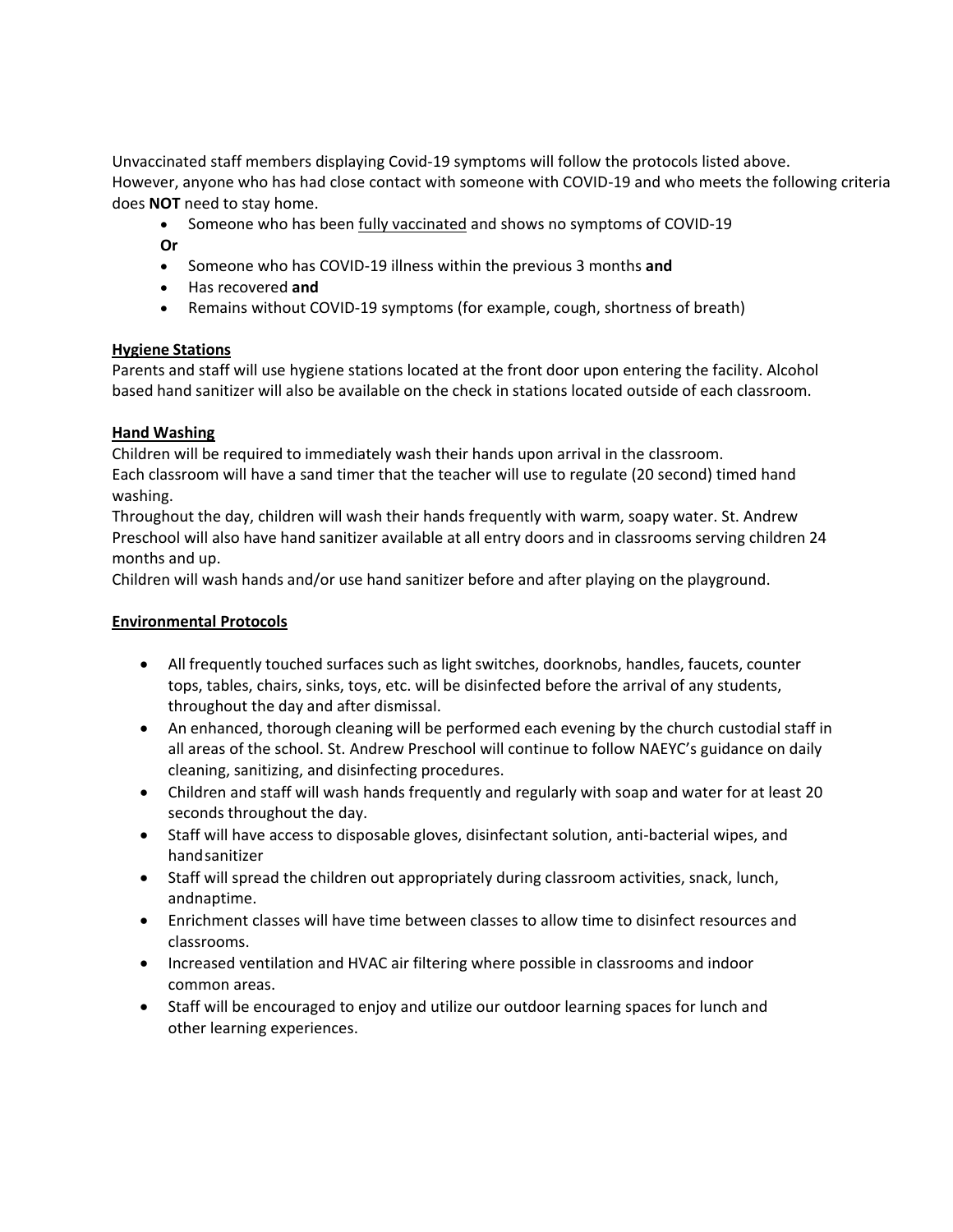Unvaccinated staff members displaying Covid-19 symptoms will follow the protocols listed above.
However, anyone who has had close contact with someone with COVID-19 and who meets the following criteria does **NOT** need to stay home.

- Someone who has been fully vaccinated and shows no symptoms of COVID-19

**Or**

- Someone who has COVID-19 illness within the previous 3 months **and**
- Has recovered **and**
- Remains without COVID-19 symptoms (for example, cough, shortness of breath)

**Hygiene Stations**

Parents and staff will use hygiene stations located at the front door upon entering the facility. Alcohol based hand sanitizer will also be available on the check in stations located outside of each classroom.

**Hand Washing**

Children will be required to immediately wash their hands upon arrival in the classroom.
Each classroom will have a sand timer that the teacher will use to regulate (20 second) timed hand washing.
Throughout the day, children will wash their hands frequently with warm, soapy water. St. Andrew Preschool will also have hand sanitizer available at all entry doors and in classrooms serving children 24 months and up.
Children will wash hands and/or use hand sanitizer before and after playing on the playground.

**Environmental Protocols**

- All frequently touched surfaces such as light switches, doorknobs, handles, faucets, counter tops, tables, chairs, sinks, toys, etc. will be disinfected before the arrival of any students, throughout the day and after dismissal.
- An enhanced, thorough cleaning will be performed each evening by the church custodial staff in all areas of the school. St. Andrew Preschool will continue to follow NAEYC's guidance on daily cleaning, sanitizing, and disinfecting procedures.
- Children and staff will wash hands frequently and regularly with soap and water for at least 20 seconds throughout the day.
- Staff will have access to disposable gloves, disinfectant solution, anti-bacterial wipes, and hand sanitizer
- Staff will spread the children out appropriately during classroom activities, snack, lunch, and naptime.
- Enrichment classes will have time between classes to allow time to disinfect resources and classrooms.
- Increased ventilation and HVAC air filtering where possible in classrooms and indoor common areas.
- Staff will be encouraged to enjoy and utilize our outdoor learning spaces for lunch and other learning experiences.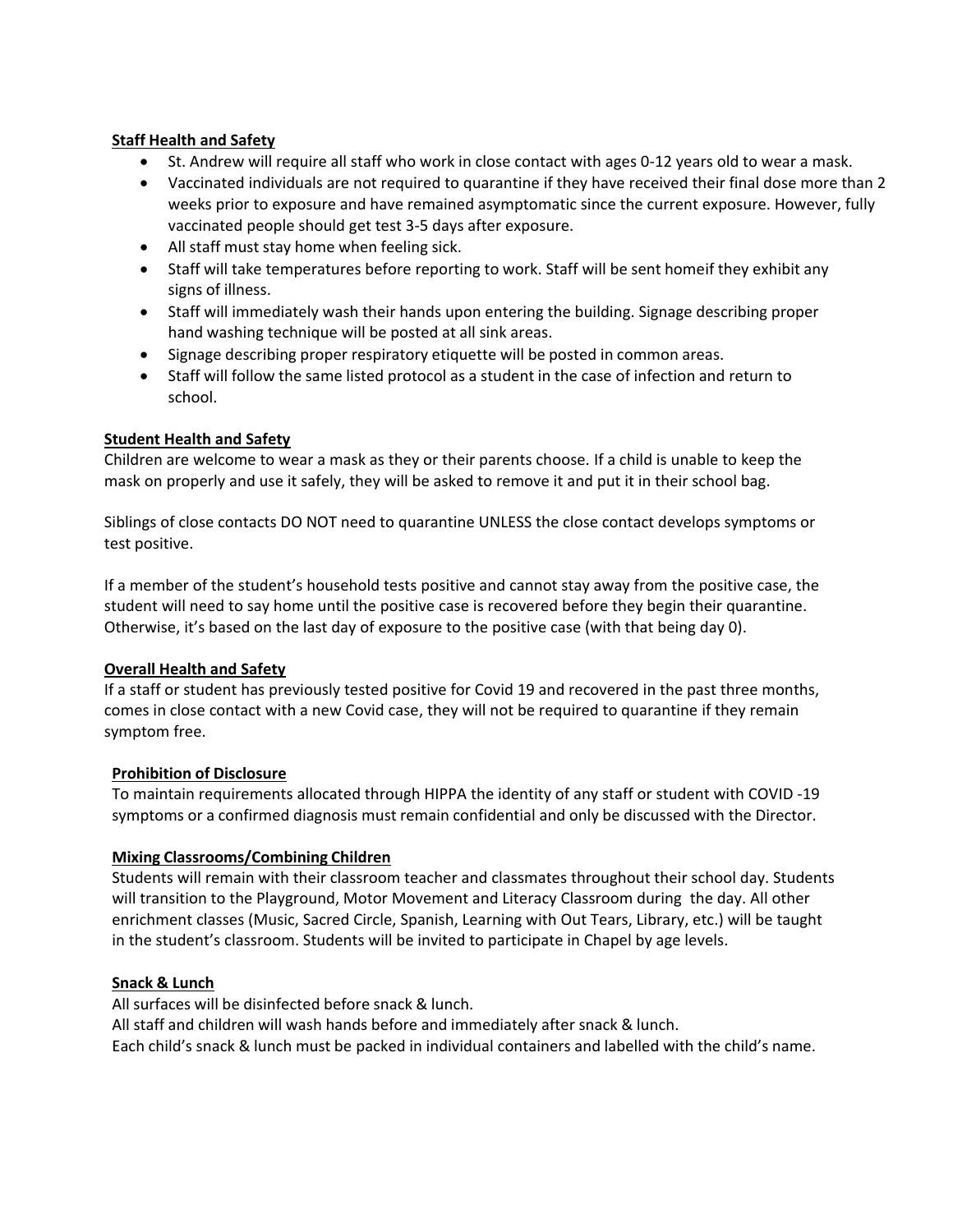**Staff Health and Safety**

- St. Andrew will require all staff who work in close contact with ages 0-12 years old to wear a mask.
- Vaccinated individuals are not required to quarantine if they have received their final dose more than 2 weeks prior to exposure and have remained asymptomatic since the current exposure. However, fully vaccinated people should get test 3-5 days after exposure.
- All staff must stay home when feeling sick.
- Staff will take temperatures before reporting to work. Staff will be sent homeif they exhibit any signs of illness.
- Staff will immediately wash their hands upon entering the building. Signage describing proper hand washing technique will be posted at all sink areas.
- Signage describing proper respiratory etiquette will be posted in common areas.
- Staff will follow the same listed protocol as a student in the case of infection and return to school.

**Student Health and Safety**

Children are welcome to wear a mask as they or their parents choose. If a child is unable to keep the mask on properly and use it safely, they will be asked to remove it and put it in their school bag.

Siblings of close contacts DO NOT need to quarantine UNLESS the close contact develops symptoms or test positive.

If a member of the student's household tests positive and cannot stay away from the positive case, the student will need to say home until the positive case is recovered before they begin their quarantine. Otherwise, it's based on the last day of exposure to the positive case (with that being day 0).

**Overall Health and Safety**

If a staff or student has previously tested positive for Covid 19 and recovered in the past three months, comes in close contact with a new Covid case, they will not be required to quarantine if they remain symptom free.

**Prohibition of Disclosure**

To maintain requirements allocated through HIPPA the identity of any staff or student with COVID -19 symptoms or a confirmed diagnosis must remain confidential and only be discussed with the Director.

**Mixing Classrooms/Combining Children**

Students will remain with their classroom teacher and classmates throughout their school day. Students will transition to the Playground, Motor Movement and Literacy Classroom during the day. All other enrichment classes (Music, Sacred Circle, Spanish, Learning with Out Tears, Library, etc.) will be taught in the student's classroom. Students will be invited to participate in Chapel by age levels.

**Snack & Lunch**

All surfaces will be disinfected before snack & lunch.
All staff and children will wash hands before and immediately after snack & lunch.
Each child's snack & lunch must be packed in individual containers and labelled with the child's name.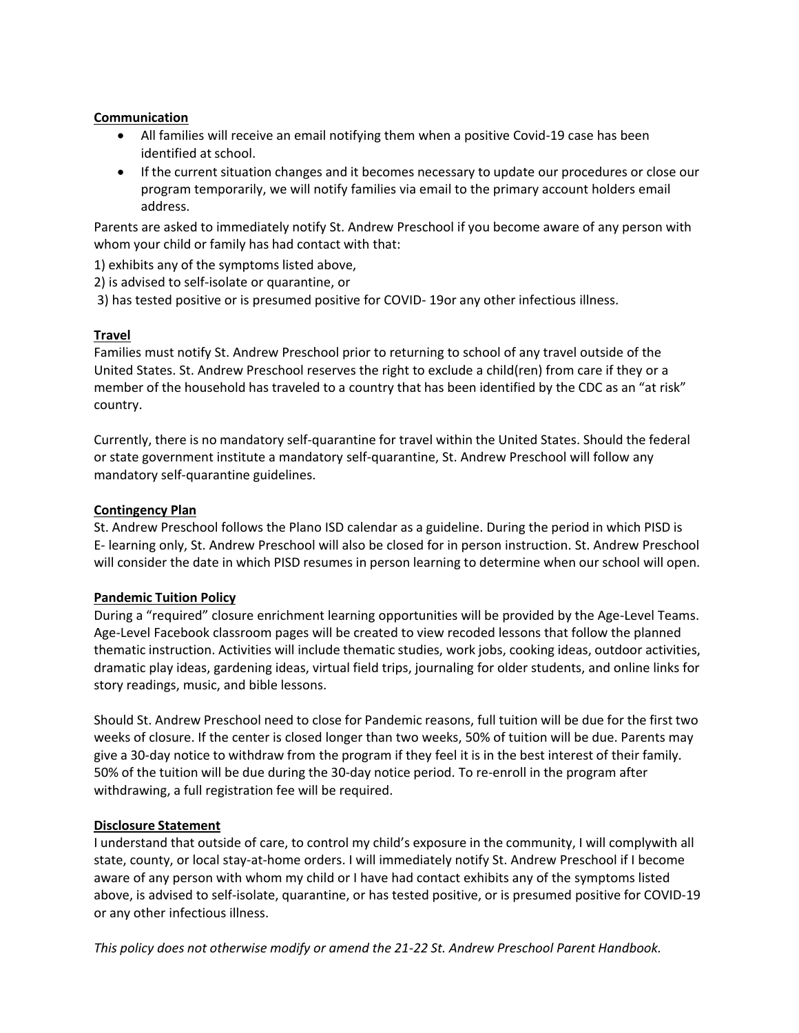**Communication**

- All families will receive an email notifying them when a positive Covid-19 case has been identified at school.
- If the current situation changes and it becomes necessary to update our procedures or close our program temporarily, we will notify families via email to the primary account holders email address.

Parents are asked to immediately notify St. Andrew Preschool if you become aware of any person with whom your child or family has had contact with that:

1) exhibits any of the symptoms listed above,
2) is advised to self-isolate or quarantine, or
3) has tested positive or is presumed positive for COVID- 19or any other infectious illness.

**Travel**

Families must notify St. Andrew Preschool prior to returning to school of any travel outside of the United States. St. Andrew Preschool reserves the right to exclude a child(ren) from care if they or a member of the household has traveled to a country that has been identified by the CDC as an "at risk" country.

Currently, there is no mandatory self-quarantine for travel within the United States. Should the federal or state government institute a mandatory self-quarantine, St. Andrew Preschool will follow any mandatory self-quarantine guidelines.

**Contingency Plan**

St. Andrew Preschool follows the Plano ISD calendar as a guideline. During the period in which PISD is E- learning only, St. Andrew Preschool will also be closed for in person instruction. St. Andrew Preschool will consider the date in which PISD resumes in person learning to determine when our school will open.

**Pandemic Tuition Policy**

During a "required" closure enrichment learning opportunities will be provided by the Age-Level Teams. Age-Level Facebook classroom pages will be created to view recoded lessons that follow the planned thematic instruction. Activities will include thematic studies, work jobs, cooking ideas, outdoor activities, dramatic play ideas, gardening ideas, virtual field trips, journaling for older students, and online links for story readings, music, and bible lessons.

Should St. Andrew Preschool need to close for Pandemic reasons, full tuition will be due for the first two weeks of closure. If the center is closed longer than two weeks, 50% of tuition will be due. Parents may give a 30-day notice to withdraw from the program if they feel it is in the best interest of their family. 50% of the tuition will be due during the 30-day notice period. To re-enroll in the program after withdrawing, a full registration fee will be required.

**Disclosure Statement**

I understand that outside of care, to control my child's exposure in the community, I will complywith all state, county, or local stay-at-home orders. I will immediately notify St. Andrew Preschool if I become aware of any person with whom my child or I have had contact exhibits any of the symptoms listed above, is advised to self-isolate, quarantine, or has tested positive, or is presumed positive for COVID-19 or any other infectious illness.

*This policy does not otherwise modify or amend the 21-22 St. Andrew Preschool Parent Handbook.*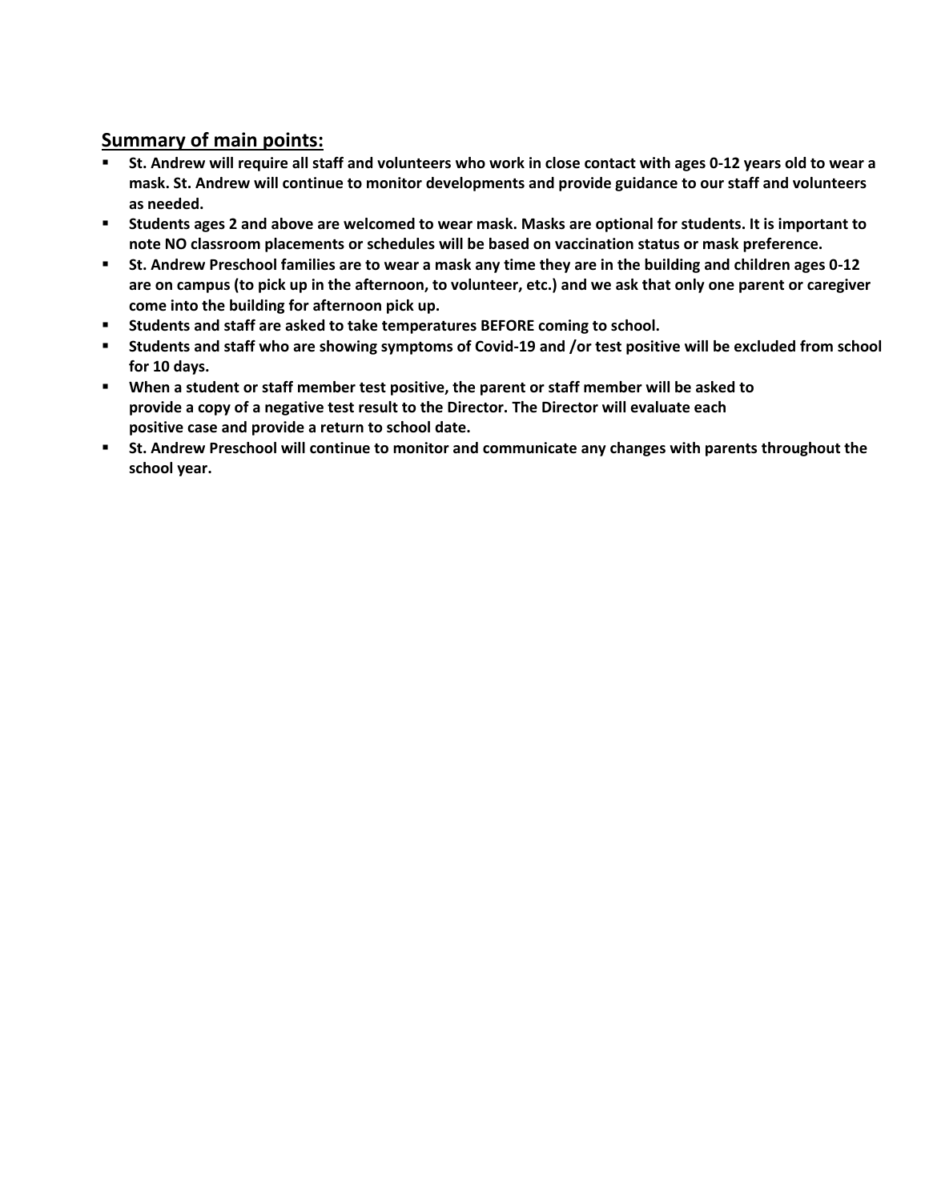## Summary of main points:

- **St. Andrew will require all staff and volunteers who work in close contact with ages 0-12 years old to wear a mask. St. Andrew will continue to monitor developments and provide guidance to our staff and volunteers as needed.**
- **Students ages 2 and above are welcomed to wear mask. Masks are optional for students. It is important to note NO classroom placements or schedules will be based on vaccination status or mask preference.**
- **St. Andrew Preschool families are to wear a mask any time they are in the building and children ages 0-12 are on campus (to pick up in the afternoon, to volunteer, etc.) and we ask that only one parent or caregiver come into the building for afternoon pick up.**
- **Students and staff are asked to take temperatures BEFORE coming to school.**
- **Students and staff who are showing symptoms of Covid-19 and /or test positive will be excluded from school for 10 days.**
- **When a student or staff member test positive, the parent or staff member will be asked to provide a copy of a negative test result to the Director. The Director will evaluate each positive case and provide a return to school date.**
- **St. Andrew Preschool will continue to monitor and communicate any changes with parents throughout the school year.**